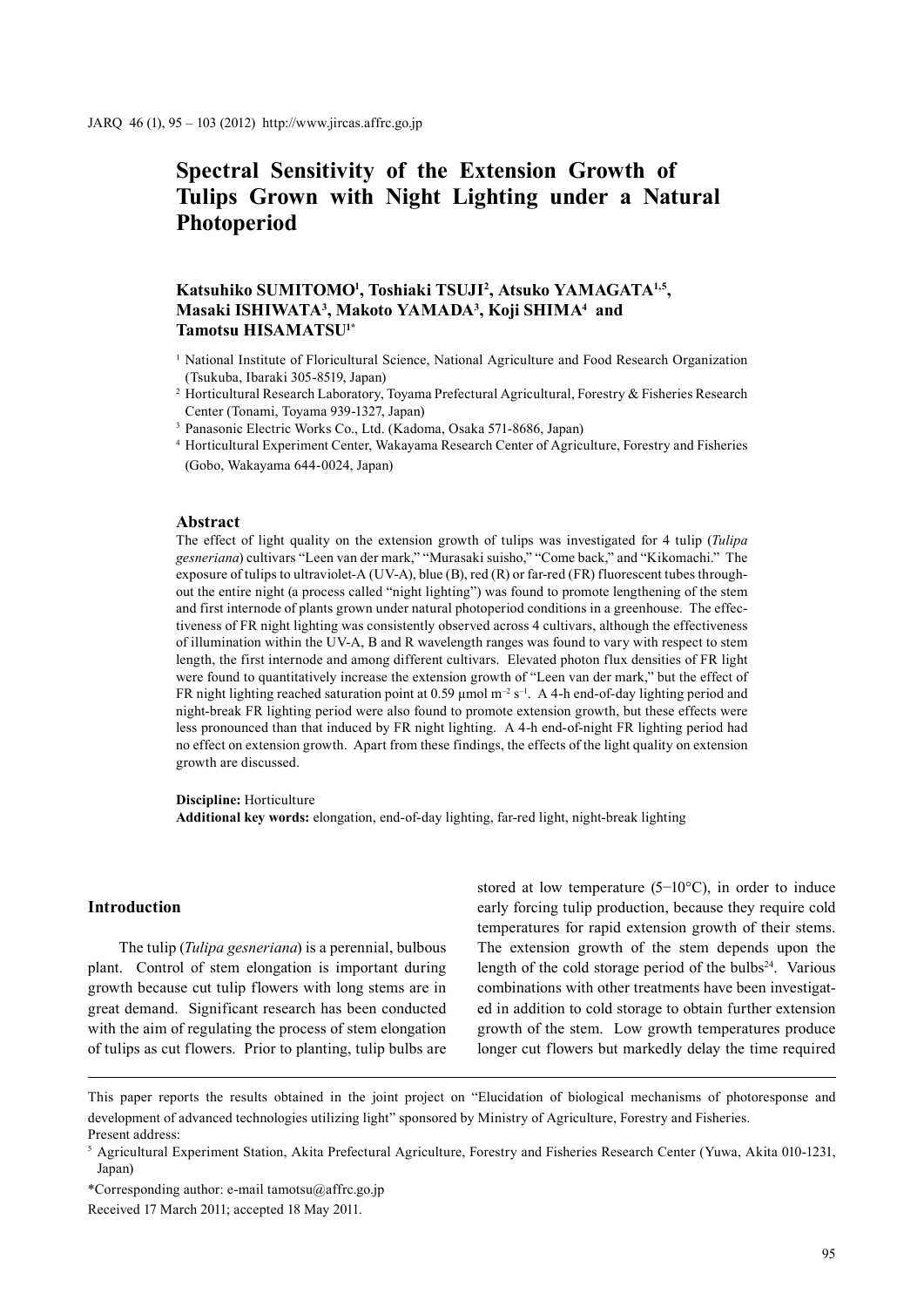# Spectral Sensitivity of the Extension Growth of Tulips Grown with Night Lighting under a Natural Photoperiod

**Katsuhiko SUMITOMO[1], Toshiaki TSUJI[2], Atsuko YAMAGATA[1,5], Masaki ISHIWATA[3], Makoto YAMADA[3], Koji SHIMA[4] and Tamotsu HISAMATSU[1*]**

[1] National Institute of Floricultural Science, National Agriculture and Food Research Organization (Tsukuba, Ibaraki 305-8519, Japan)

[2] Horticultural Research Laboratory, Toyama Prefectural Agricultural, Forestry & Fisheries Research Center (Tonami, Toyama 939-1327, Japan)

[3] Panasonic Electric Works Co., Ltd. (Kadoma, Osaka 571-8686, Japan)

[4] Horticultural Experiment Center, Wakayama Research Center of Agriculture, Forestry and Fisheries (Gobo, Wakayama 644-0024, Japan)

## Abstract

The effect of light quality on the extension growth of tulips was investigated for 4 tulip (*Tulipa gesneriana*) cultivars "Leen van der mark," "Murasaki suisho," "Come back," and "Kikomachi." The exposure of tulips to ultraviolet-A (UV-A), blue (B), red (R) or far-red (FR) fluorescent tubes throughout the entire night (a process called "night lighting") was found to promote lengthening of the stem and first internode of plants grown under natural photoperiod conditions in a greenhouse. The effectiveness of FR night lighting was consistently observed across 4 cultivars, although the effectiveness of illumination within the UV-A, B and R wavelength ranges was found to vary with respect to stem length, the first internode and among different cultivars. Elevated photon flux densities of FR light were found to quantitatively increase the extension growth of "Leen van der mark," but the effect of FR night lighting reached saturation point at 0.59 μmol $m^{-2}$ $s^{-1}$. A 4-h end-of-day lighting period and night-break FR lighting period were also found to promote extension growth, but these effects were less pronounced than that induced by FR night lighting. A 4-h end-of-night FR lighting period had no effect on extension growth. Apart from these findings, the effects of the light quality on extension growth are discussed.

**Discipline:** Horticulture

**Additional key words:** elongation, end-of-day lighting, far-red light, night-break lighting

## Introduction

The tulip (*Tulipa gesneriana*) is a perennial, bulbous plant. Control of stem elongation is important during growth because cut tulip flowers with long stems are in great demand. Significant research has been conducted with the aim of regulating the process of stem elongation of tulips as cut flowers. Prior to planting, tulip bulbs are stored at low temperature (5−10°C), in order to induce early forcing tulip production, because they require cold temperatures for rapid extension growth of their stems. The extension growth of the stem depends upon the length of the cold storage period of the bulbs[24]. Various combinations with other treatments have been investigated in addition to cold storage to obtain further extension growth of the stem. Low growth temperatures produce longer cut flowers but markedly delay the time required

---

This paper reports the results obtained in the joint project on "Elucidation of biological mechanisms of photoresponse and development of advanced technologies utilizing light" sponsored by Ministry of Agriculture, Forestry and Fisheries.

Present address:

[5] Agricultural Experiment Station, Akita Prefectural Agriculture, Forestry and Fisheries Research Center (Yuwa, Akita 010-1231, Japan)

*Corresponding author: e-mail tamotsu@affrc.go.jp

Received 17 March 2011; accepted 18 May 2011.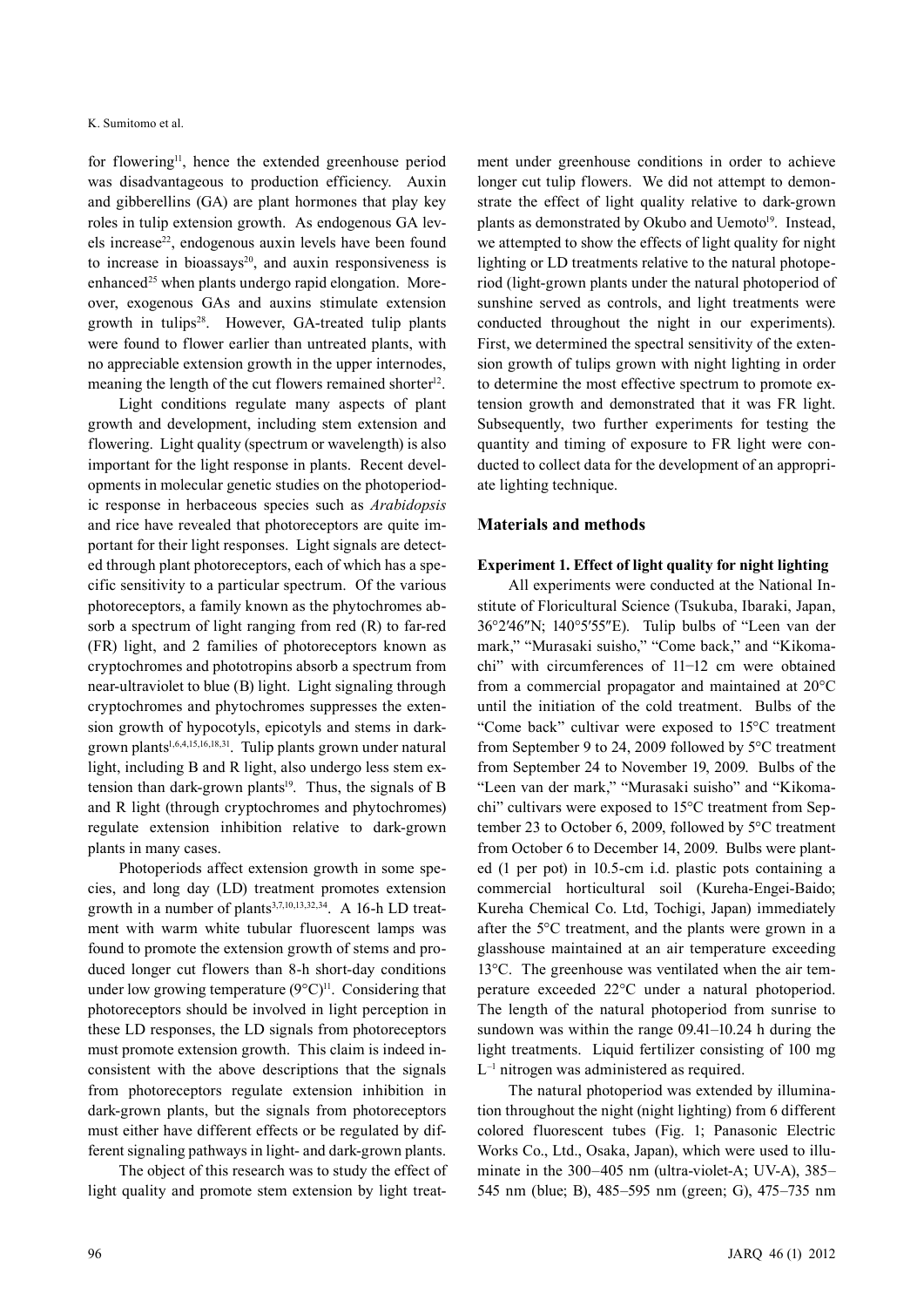for flowering[11], hence the extended greenhouse period was disadvantageous to production efficiency. Auxin and gibberellins (GA) are plant hormones that play key roles in tulip extension growth. As endogenous GA levels increase[22], endogenous auxin levels have been found to increase in bioassays[20], and auxin responsiveness is enhanced[25] when plants undergo rapid elongation. Moreover, exogenous GAs and auxins stimulate extension growth in tulips[28]. However, GA-treated tulip plants were found to flower earlier than untreated plants, with no appreciable extension growth in the upper internodes, meaning the length of the cut flowers remained shorter[12].

Light conditions regulate many aspects of plant growth and development, including stem extension and flowering. Light quality (spectrum or wavelength) is also important for the light response in plants. Recent developments in molecular genetic studies on the photoperiodic response in herbaceous species such as *Arabidopsis* and rice have revealed that photoreceptors are quite important for their light responses. Light signals are detected through plant photoreceptors, each of which has a specific sensitivity to a particular spectrum. Of the various photoreceptors, a family known as the phytochromes absorb a spectrum of light ranging from red (R) to far-red (FR) light, and 2 families of photoreceptors known as cryptochromes and phototropins absorb a spectrum from near-ultraviolet to blue (B) light. Light signaling through cryptochromes and phytochromes suppresses the extension growth of hypocotyls, epicotyls and stems in dark-grown plants[1,6,4,15,16,18,31]. Tulip plants grown under natural light, including B and R light, also undergo less stem extension than dark-grown plants[19]. Thus, the signals of B and R light (through cryptochromes and phytochromes) regulate extension inhibition relative to dark-grown plants in many cases.

Photoperiods affect extension growth in some species, and long day (LD) treatment promotes extension growth in a number of plants[3,7,10,13,32,34]. A 16-h LD treatment with warm white tubular fluorescent lamps was found to promote the extension growth of stems and produced longer cut flowers than 8-h short-day conditions under low growing temperature (9°C)[11]. Considering that photoreceptors should be involved in light perception in these LD responses, the LD signals from photoreceptors must promote extension growth. This claim is indeed inconsistent with the above descriptions that the signals from photoreceptors regulate extension inhibition in dark-grown plants, but the signals from photoreceptors must either have different effects or be regulated by different signaling pathways in light- and dark-grown plants.

The object of this research was to study the effect of light quality and promote stem extension by light treatment under greenhouse conditions in order to achieve longer cut tulip flowers. We did not attempt to demonstrate the effect of light quality relative to dark-grown plants as demonstrated by Okubo and Uemoto[19]. Instead, we attempted to show the effects of light quality for night lighting or LD treatments relative to the natural photoperiod (light-grown plants under the natural photoperiod of sunshine served as controls, and light treatments were conducted throughout the night in our experiments). First, we determined the spectral sensitivity of the extension growth of tulips grown with night lighting in order to determine the most effective spectrum to promote extension growth and demonstrated that it was FR light. Subsequently, two further experiments for testing the quantity and timing of exposure to FR light were conducted to collect data for the development of an appropriate lighting technique.

## Materials and methods

### Experiment 1. Effect of light quality for night lighting

All experiments were conducted at the National Institute of Floricultural Science (Tsukuba, Ibaraki, Japan, 36°2′46″N; 140°5′55″E). Tulip bulbs of "Leen van der mark," "Murasaki suisho," "Come back," and "Kikomachi" with circumferences of 11−12 cm were obtained from a commercial propagator and maintained at 20°C until the initiation of the cold treatment. Bulbs of the "Come back" cultivar were exposed to 15°C treatment from September 9 to 24, 2009 followed by 5°C treatment from September 24 to November 19, 2009. Bulbs of the "Leen van der mark," "Murasaki suisho" and "Kikomachi" cultivars were exposed to 15°C treatment from September 23 to October 6, 2009, followed by 5°C treatment from October 6 to December 14, 2009. Bulbs were planted (1 per pot) in 10.5-cm i.d. plastic pots containing a commercial horticultural soil (Kureha-Engei-Baido; Kureha Chemical Co. Ltd, Tochigi, Japan) immediately after the 5°C treatment, and the plants were grown in a glasshouse maintained at an air temperature exceeding 13°C. The greenhouse was ventilated when the air temperature exceeded 22°C under a natural photoperiod. The length of the natural photoperiod from sunrise to sundown was within the range 09.41–10.24 h during the light treatments. Liquid fertilizer consisting of 100 mg $L^{-1}$ nitrogen was administered as required.

The natural photoperiod was extended by illumination throughout the night (night lighting) from 6 different colored fluorescent tubes (Fig. 1; Panasonic Electric Works Co., Ltd., Osaka, Japan), which were used to illuminate in the 300–405 nm (ultra-violet-A; UV-A), 385–545 nm (blue; B), 485–595 nm (green; G), 475–735 nm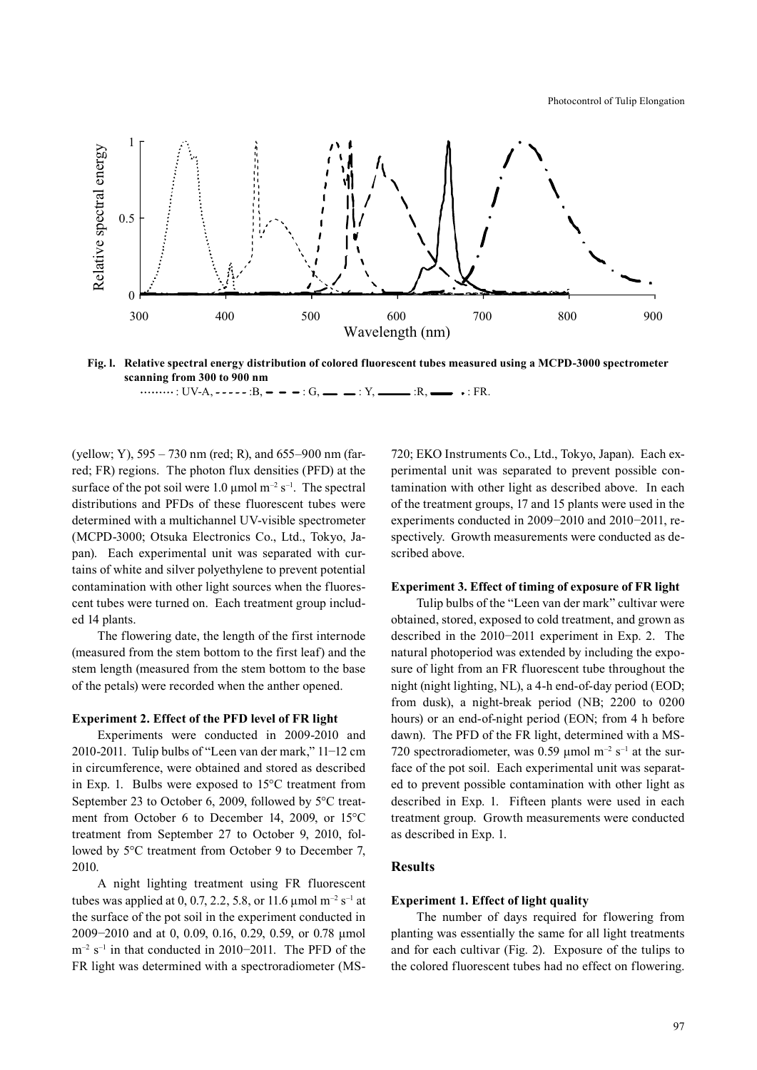**Fig. 1. Relative spectral energy distribution of colored fluorescent tubes measured using a MCPD-3000 spectrometer scanning from 300 to 900 nm**

········ : UV-A, - - - - - :B, — — — : G, —— —— : Y, ———— :R, ——— · : FR.

(yellow; Y), 595 – 730 nm (red; R), and 655–900 nm (far-red; FR) regions. The photon flux densities (PFD) at the surface of the pot soil were 1.0 μmol $m^{-2}$ $s^{-1}$. The spectral distributions and PFDs of these fluorescent tubes were determined with a multichannel UV-visible spectrometer (MCPD-3000; Otsuka Electronics Co., Ltd., Tokyo, Japan). Each experimental unit was separated with curtains of white and silver polyethylene to prevent potential contamination with other light sources when the fluorescent tubes were turned on. Each treatment group included 14 plants.

The flowering date, the length of the first internode (measured from the stem bottom to the first leaf) and the stem length (measured from the stem bottom to the base of the petals) were recorded when the anther opened.

### Experiment 2. Effect of the PFD level of FR light

Experiments were conducted in 2009-2010 and 2010-2011. Tulip bulbs of "Leen van der mark," 11−12 cm in circumference, were obtained and stored as described in Exp. 1. Bulbs were exposed to 15°C treatment from September 23 to October 6, 2009, followed by 5°C treatment from October 6 to December 14, 2009, or 15°C treatment from September 27 to October 9, 2010, followed by 5°C treatment from October 9 to December 7, 2010.

A night lighting treatment using FR fluorescent tubes was applied at 0, 0.7, 2.2, 5.8, or 11.6 μmol $m^{-2}$ $s^{-1}$ at the surface of the pot soil in the experiment conducted in 2009−2010 and at 0, 0.09, 0.16, 0.29, 0.59, or 0.78 μmol $m^{-2}$ $s^{-1}$ in that conducted in 2010−2011. The PFD of the FR light was determined with a spectroradiometer (MS-720; EKO Instruments Co., Ltd., Tokyo, Japan). Each experimental unit was separated to prevent possible contamination with other light as described above. In each of the treatment groups, 17 and 15 plants were used in the experiments conducted in 2009−2010 and 2010−2011, respectively. Growth measurements were conducted as described above.

### Experiment 3. Effect of timing of exposure of FR light

Tulip bulbs of the "Leen van der mark" cultivar were obtained, stored, exposed to cold treatment, and grown as described in the 2010−2011 experiment in Exp. 2. The natural photoperiod was extended by including the exposure of light from an FR fluorescent tube throughout the night (night lighting, NL), a 4-h end-of-day period (EOD; from dusk), a night-break period (NB; 2200 to 0200 hours) or an end-of-night period (EON; from 4 h before dawn). The PFD of the FR light, determined with a MS-720 spectroradiometer, was 0.59 μmol $m^{-2}$ $s^{-1}$ at the surface of the pot soil. Each experimental unit was separated to prevent possible contamination with other light as described in Exp. 1. Fifteen plants were used in each treatment group. Growth measurements were conducted as described in Exp. 1.

## Results

### Experiment 1. Effect of light quality

The number of days required for flowering from planting was essentially the same for all light treatments and for each cultivar (Fig. 2). Exposure of the tulips to the colored fluorescent tubes had no effect on flowering.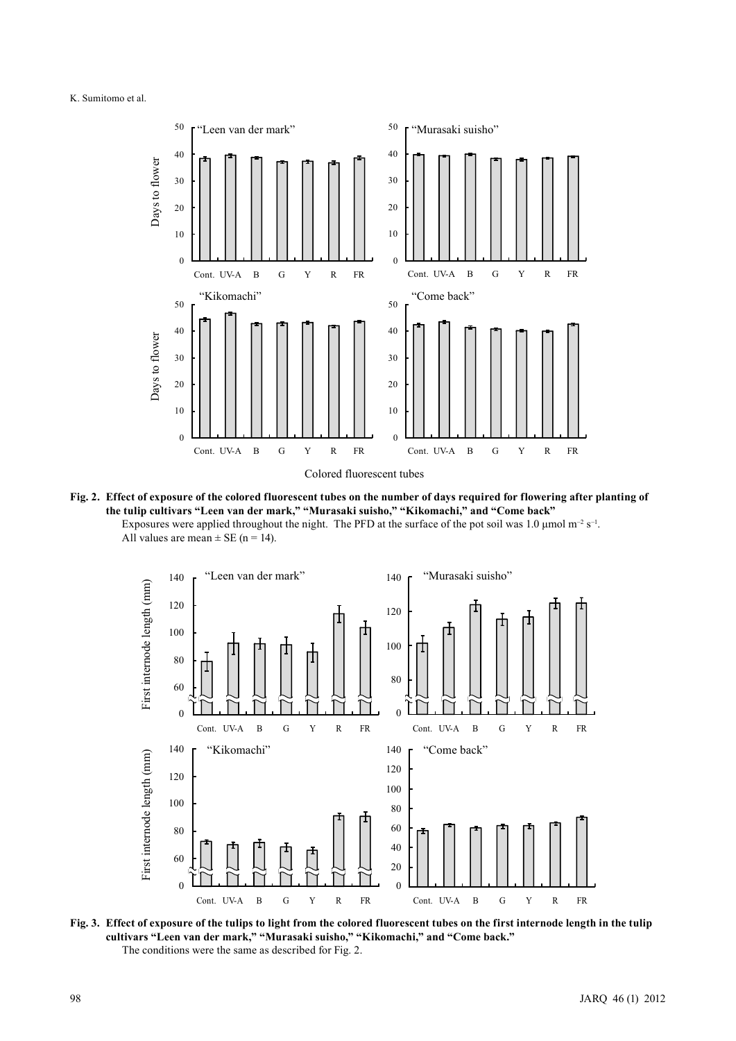Fig. 2. Effect of exposure of the colored fluorescent tubes on the number of days required for flowering after planting of the tulip cultivars "Leen van der mark," "Murasaki suisho," "Kikomachi," and "Come back"

Exposures were applied throughout the night. The PFD at the surface of the pot soil was 1.0 μmol $m^{-2}$ $s^{-1}$.
All values are mean ± SE (n = 14).

Fig. 3. Effect of exposure of the tulips to light from the colored fluorescent tubes on the first internode length in the tulip cultivars "Leen van der mark," "Murasaki suisho," "Kikomachi," and "Come back."

The conditions were the same as described for Fig. 2.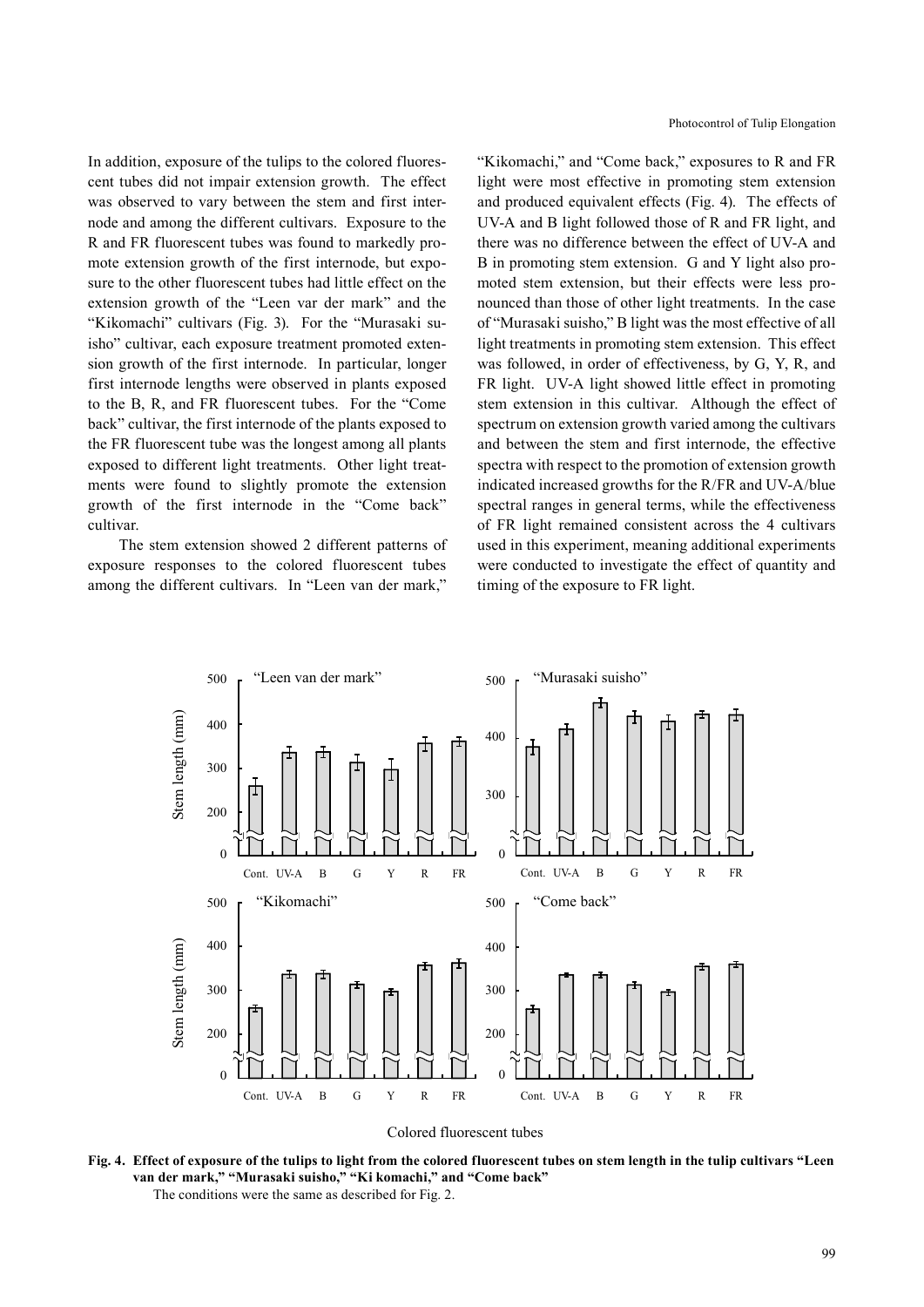In addition, exposure of the tulips to the colored fluorescent tubes did not impair extension growth. The effect was observed to vary between the stem and first internode and among the different cultivars. Exposure to the R and FR fluorescent tubes was found to markedly promote extension growth of the first internode, but exposure to the other fluorescent tubes had little effect on the extension growth of the "Leen var der mark" and the "Kikomachi" cultivars (Fig. 3). For the "Murasaki suisho" cultivar, each exposure treatment promoted extension growth of the first internode. In particular, longer first internode lengths were observed in plants exposed to the B, R, and FR fluorescent tubes. For the "Come back" cultivar, the first internode of the plants exposed to the FR fluorescent tube was the longest among all plants exposed to different light treatments. Other light treatments were found to slightly promote the extension growth of the first internode in the "Come back" cultivar.

The stem extension showed 2 different patterns of exposure responses to the colored fluorescent tubes among the different cultivars. In "Leen van der mark," "Kikomachi," and "Come back," exposures to R and FR light were most effective in promoting stem extension and produced equivalent effects (Fig. 4). The effects of UV-A and B light followed those of R and FR light, and there was no difference between the effect of UV-A and B in promoting stem extension. G and Y light also promoted stem extension, but their effects were less pronounced than those of other light treatments. In the case of "Murasaki suisho," B light was the most effective of all light treatments in promoting stem extension. This effect was followed, in order of effectiveness, by G, Y, R, and FR light. UV-A light showed little effect in promoting stem extension in this cultivar. Although the effect of spectrum on extension growth varied among the cultivars and between the stem and first internode, the effective spectra with respect to the promotion of extension growth indicated increased growths for the R/FR and UV-A/blue spectral ranges in general terms, while the effectiveness of FR light remained consistent across the 4 cultivars used in this experiment, meaning additional experiments were conducted to investigate the effect of quantity and timing of the exposure to FR light.

**Fig. 4. Effect of exposure of the tulips to light from the colored fluorescent tubes on stem length in the tulip cultivars "Leen van der mark," "Murasaki suisho," "Ki komachi," and "Come back"**

The conditions were the same as described for Fig. 2.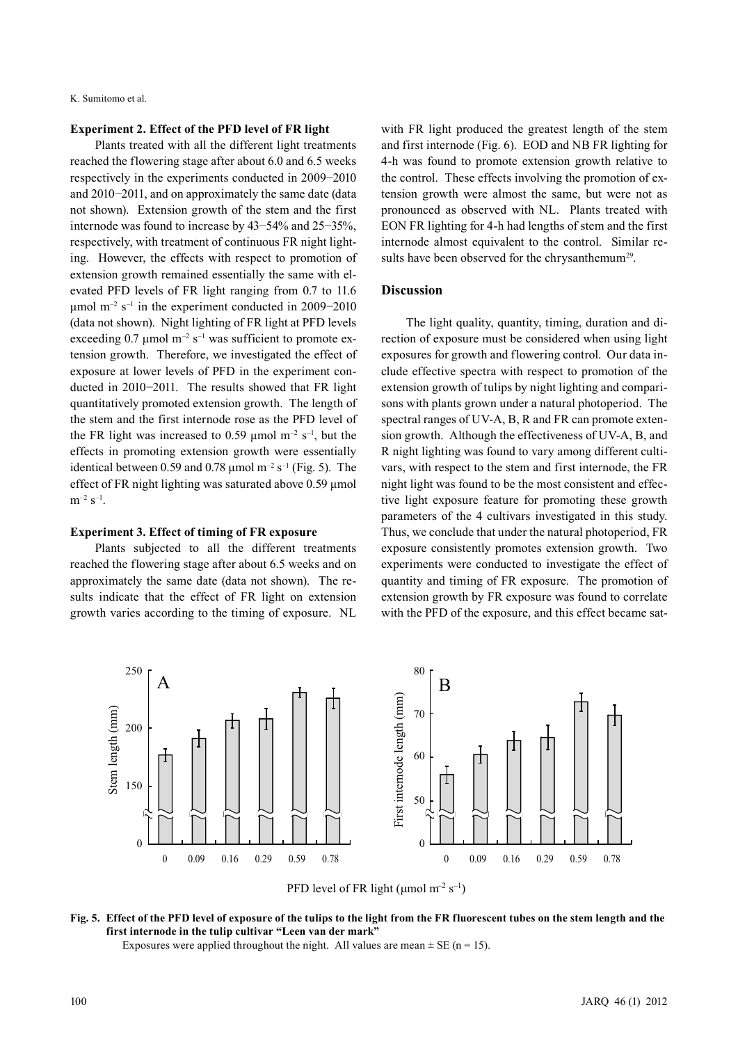### Experiment 2. Effect of the PFD level of FR light

Plants treated with all the different light treatments reached the flowering stage after about 6.0 and 6.5 weeks respectively in the experiments conducted in 2009−2010 and 2010−2011, and on approximately the same date (data not shown). Extension growth of the stem and the first internode was found to increase by 43−54% and 25−35%, respectively, with treatment of continuous FR night lighting. However, the effects with respect to promotion of extension growth remained essentially the same with elevated PFD levels of FR light ranging from 0.7 to 11.6 μmol $m^{-2}$ $s^{-1}$ in the experiment conducted in 2009−2010 (data not shown). Night lighting of FR light at PFD levels exceeding 0.7 μmol $m^{-2}$ $s^{-1}$ was sufficient to promote extension growth. Therefore, we investigated the effect of exposure at lower levels of PFD in the experiment conducted in 2010−2011. The results showed that FR light quantitatively promoted extension growth. The length of the stem and the first internode rose as the PFD level of the FR light was increased to 0.59 μmol $m^{-2}$ $s^{-1}$, but the effects in promoting extension growth were essentially identical between 0.59 and 0.78 μmol $m^{-2}$ $s^{-1}$ (Fig. 5). The effect of FR night lighting was saturated above 0.59 μmol $m^{-2}$ $s^{-1}$.

### Experiment 3. Effect of timing of FR exposure

Plants subjected to all the different treatments reached the flowering stage after about 6.5 weeks and on approximately the same date (data not shown). The results indicate that the effect of FR light on extension growth varies according to the timing of exposure. NL with FR light produced the greatest length of the stem and first internode (Fig. 6). EOD and NB FR lighting for 4-h was found to promote extension growth relative to the control. These effects involving the promotion of extension growth were almost the same, but were not as pronounced as observed with NL. Plants treated with EON FR lighting for 4-h had lengths of stem and the first internode almost equivalent to the control. Similar results have been observed for the chrysanthemum[29].

## Discussion

The light quality, quantity, timing, duration and direction of exposure must be considered when using light exposures for growth and flowering control. Our data include effective spectra with respect to promotion of the extension growth of tulips by night lighting and comparisons with plants grown under a natural photoperiod. The spectral ranges of UV-A, B, R and FR can promote extension growth. Although the effectiveness of UV-A, B, and R night lighting was found to vary among different cultivars, with respect to the stem and first internode, the FR night light was found to be the most consistent and effective light exposure feature for promoting these growth parameters of the 4 cultivars investigated in this study. Thus, we conclude that under the natural photoperiod, FR exposure consistently promotes extension growth. Two experiments were conducted to investigate the effect of quantity and timing of FR exposure. The promotion of extension growth by FR exposure was found to correlate with the PFD of the exposure, and this effect became sat-

**Fig. 5. Effect of the PFD level of exposure of the tulips to the light from the FR fluorescent tubes on the stem length and the first internode in the tulip cultivar "Leen van der mark"**

Exposures were applied throughout the night. All values are mean ± SE (n = 15).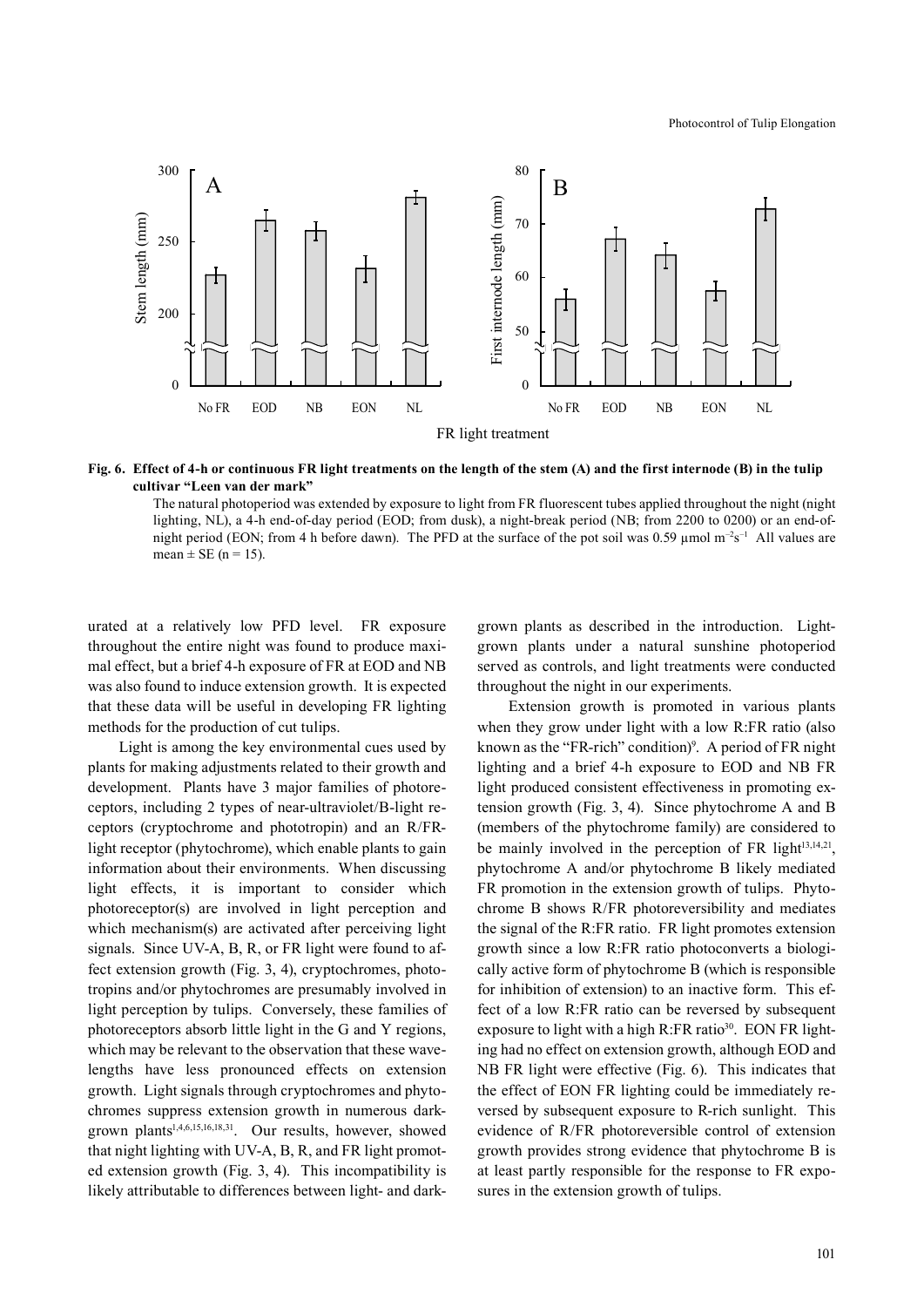**Fig. 6. Effect of 4-h or continuous FR light treatments on the length of the stem (A) and the first internode (B) in the tulip cultivar "Leen van der mark"**

The natural photoperiod was extended by exposure to light from FR fluorescent tubes applied throughout the night (night lighting, NL), a 4-h end-of-day period (EOD; from dusk), a night-break period (NB; from 2200 to 0200) or an end-of-night period (EON; from 4 h before dawn). The PFD at the surface of the pot soil was 0.59 µmol $m^{-2}s^{-1}$ All values are mean ± SE (n = 15).

urated at a relatively low PFD level. FR exposure throughout the entire night was found to produce maximal effect, but a brief 4-h exposure of FR at EOD and NB was also found to induce extension growth. It is expected that these data will be useful in developing FR lighting methods for the production of cut tulips.

Light is among the key environmental cues used by plants for making adjustments related to their growth and development. Plants have 3 major families of photoreceptors, including 2 types of near-ultraviolet/B-light receptors (cryptochrome and phototropin) and an R/FR-light receptor (phytochrome), which enable plants to gain information about their environments. When discussing light effects, it is important to consider which photoreceptor(s) are involved in light perception and which mechanism(s) are activated after perceiving light signals. Since UV-A, B, R, or FR light were found to affect extension growth (Fig. 3, 4), cryptochromes, phototropins and/or phytochromes are presumably involved in light perception by tulips. Conversely, these families of photoreceptors absorb little light in the G and Y regions, which may be relevant to the observation that these wavelengths have less pronounced effects on extension growth. Light signals through cryptochromes and phytochromes suppress extension growth in numerous dark-grown plants[1,4,6,15,16,18,31]. Our results, however, showed that night lighting with UV-A, B, R, and FR light promoted extension growth (Fig. 3, 4). This incompatibility is likely attributable to differences between light- and dark-grown plants as described in the introduction. Light-grown plants under a natural sunshine photoperiod served as controls, and light treatments were conducted throughout the night in our experiments.

Extension growth is promoted in various plants when they grow under light with a low R:FR ratio (also known as the "FR-rich" condition)[9]. A period of FR night lighting and a brief 4-h exposure to EOD and NB FR light produced consistent effectiveness in promoting extension growth (Fig. 3, 4). Since phytochrome A and B (members of the phytochrome family) are considered to be mainly involved in the perception of FR light[13,14,21], phytochrome A and/or phytochrome B likely mediated FR promotion in the extension growth of tulips. Phytochrome B shows R/FR photoreversibility and mediates the signal of the R:FR ratio. FR light promotes extension growth since a low R:FR ratio photoconverts a biologically active form of phytochrome B (which is responsible for inhibition of extension) to an inactive form. This effect of a low R:FR ratio can be reversed by subsequent exposure to light with a high R:FR ratio[30]. EON FR lighting had no effect on extension growth, although EOD and NB FR light were effective (Fig. 6). This indicates that the effect of EON FR lighting could be immediately reversed by subsequent exposure to R-rich sunlight. This evidence of R/FR photoreversible control of extension growth provides strong evidence that phytochrome B is at least partly responsible for the response to FR exposures in the extension growth of tulips.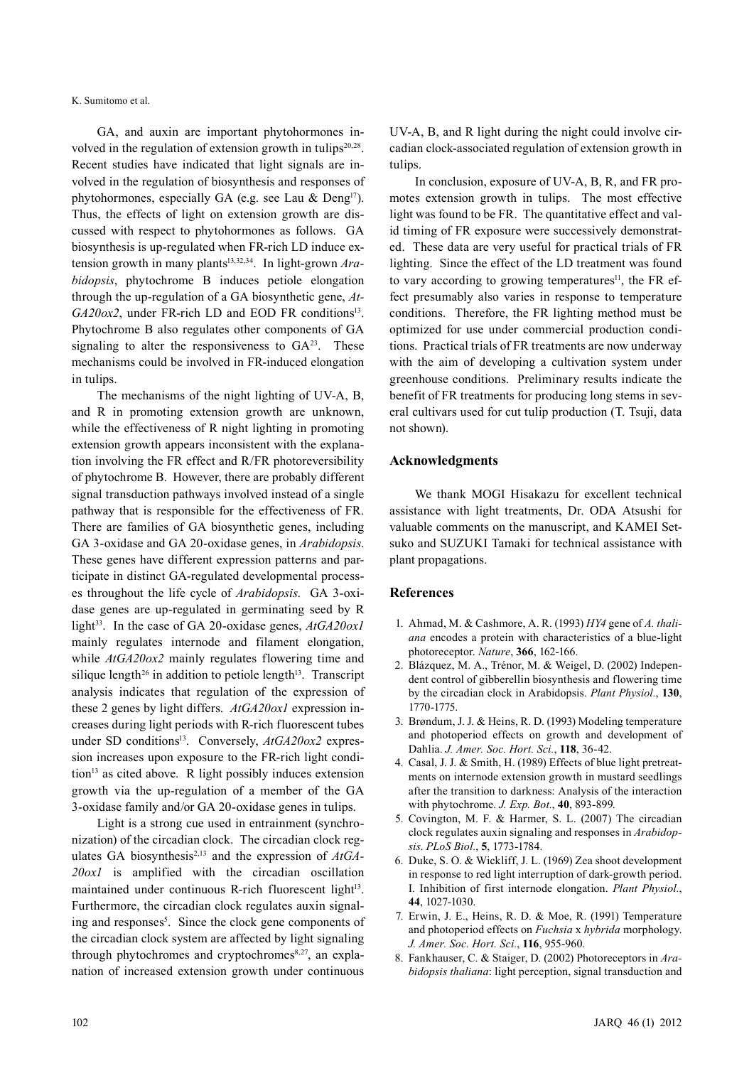GA, and auxin are important phytohormones involved in the regulation of extension growth in tulips[20,28]. Recent studies have indicated that light signals are involved in the regulation of biosynthesis and responses of phytohormones, especially GA (e.g. see Lau & Deng[17]). Thus, the effects of light on extension growth are discussed with respect to phytohormones as follows. GA biosynthesis is up-regulated when FR-rich LD induce extension growth in many plants[13,32,34]. In light-grown *Arabidopsis*, phytochrome B induces petiole elongation through the up-regulation of a GA biosynthetic gene, *AtGA20ox2*, under FR-rich LD and EOD FR conditions[13]. Phytochrome B also regulates other components of GA signaling to alter the responsiveness to GA[23]. These mechanisms could be involved in FR-induced elongation in tulips.

The mechanisms of the night lighting of UV-A, B, and R in promoting extension growth are unknown, while the effectiveness of R night lighting in promoting extension growth appears inconsistent with the explanation involving the FR effect and R/FR photoreversibility of phytochrome B. However, there are probably different signal transduction pathways involved instead of a single pathway that is responsible for the effectiveness of FR. There are families of GA biosynthetic genes, including GA 3-oxidase and GA 20-oxidase genes, in *Arabidopsis*. These genes have different expression patterns and participate in distinct GA-regulated developmental processes throughout the life cycle of *Arabidopsis*. GA 3-oxidase genes are up-regulated in germinating seed by R light[33]. In the case of GA 20-oxidase genes, *AtGA20ox1* mainly regulates internode and filament elongation, while *AtGA20ox2* mainly regulates flowering time and silique length[26] in addition to petiole length[13]. Transcript analysis indicates that regulation of the expression of these 2 genes by light differs. *AtGA20ox1* expression increases during light periods with R-rich fluorescent tubes under SD conditions[13]. Conversely, *AtGA20ox2* expression increases upon exposure to the FR-rich light condition[13] as cited above. R light possibly induces extension growth via the up-regulation of a member of the GA 3-oxidase family and/or GA 20-oxidase genes in tulips.

Light is a strong cue used in entrainment (synchronization) of the circadian clock. The circadian clock regulates GA biosynthesis[2,13] and the expression of *AtGA-20ox1* is amplified with the circadian oscillation maintained under continuous R-rich fluorescent light[13]. Furthermore, the circadian clock regulates auxin signaling and responses[5]. Since the clock gene components of the circadian clock system are affected by light signaling through phytochromes and cryptochromes[8,27], an explanation of increased extension growth under continuous UV-A, B, and R light during the night could involve circadian clock-associated regulation of extension growth in tulips.

In conclusion, exposure of UV-A, B, R, and FR promotes extension growth in tulips. The most effective light was found to be FR. The quantitative effect and valid timing of FR exposure were successively demonstrated. These data are very useful for practical trials of FR lighting. Since the effect of the LD treatment was found to vary according to growing temperatures[11], the FR effect presumably also varies in response to temperature conditions. Therefore, the FR lighting method must be optimized for use under commercial production conditions. Practical trials of FR treatments are now underway with the aim of developing a cultivation system under greenhouse conditions. Preliminary results indicate the benefit of FR treatments for producing long stems in several cultivars used for cut tulip production (T. Tsuji, data not shown).

## Acknowledgments

We thank MOGI Hisakazu for excellent technical assistance with light treatments, Dr. ODA Atsushi for valuable comments on the manuscript, and KAMEI Setsuko and SUZUKI Tamaki for technical assistance with plant propagations.

## References

1. Ahmad, M. & Cashmore, A. R. (1993) *HY4* gene of *A. thaliana* encodes a protein with characteristics of a blue-light photoreceptor. *Nature*, **366**, 162-166.
2. Blázquez, M. A., Trénor, M. & Weigel, D. (2002) Independent control of gibberellin biosynthesis and flowering time by the circadian clock in Arabidopsis. *Plant Physiol.*, **130**, 1770-1775.
3. Brøndum, J. J. & Heins, R. D. (1993) Modeling temperature and photoperiod effects on growth and development of Dahlia. *J. Amer. Soc. Hort. Sci.*, **118**, 36-42.
4. Casal, J. J. & Smith, H. (1989) Effects of blue light pretreatments on internode extension growth in mustard seedlings after the transition to darkness: Analysis of the interaction with phytochrome. *J. Exp. Bot.*, **40**, 893-899.
5. Covington, M. F. & Harmer, S. L. (2007) The circadian clock regulates auxin signaling and responses in *Arabidopsis*. *PLoS Biol.*, **5**, 1773-1784.
6. Duke, S. O. & Wickliff, J. L. (1969) Zea shoot development in response to red light interruption of dark-growth period. I. Inhibition of first internode elongation. *Plant Physiol.*, **44**, 1027-1030.
7. Erwin, J. E., Heins, R. D. & Moe, R. (1991) Temperature and photoperiod effects on *Fuchsia* x *hybrida* morphology. *J. Amer. Soc. Hort. Sci.*, **116**, 955-960.
8. Fankhauser, C. & Staiger, D. (2002) Photoreceptors in *Arabidopsis thaliana*: light perception, signal transduction and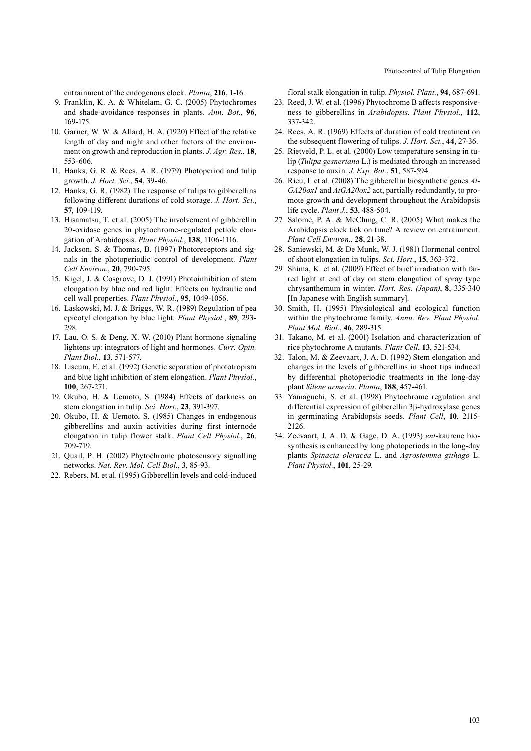entrainment of the endogenous clock. *Planta*, **216**, 1-16.

9. Franklin, K. A. & Whitelam, G. C. (2005) Phytochromes and shade-avoidance responses in plants. *Ann. Bot.*, **96**, 169-175.
10. Garner, W. W. & Allard, H. A. (1920) Effect of the relative length of day and night and other factors of the environment on growth and reproduction in plants. *J. Agr. Res.*, **18**, 553-606.
11. Hanks, G. R. & Rees, A. R. (1979) Photoperiod and tulip growth. *J. Hort. Sci.*, **54**, 39-46.
12. Hanks, G. R. (1982) The response of tulips to gibberellins following different durations of cold storage. *J. Hort. Sci.*, **57**, 109-119.
13. Hisamatsu, T. et al. (2005) The involvement of gibberellin 20-oxidase genes in phytochrome-regulated petiole elongation of Arabidopsis. *Plant Physiol.*, **138**, 1106-1116.
14. Jackson, S. & Thomas, B. (1997) Photoreceptors and signals in the photoperiodic control of development. *Plant Cell Environ.*, **20**, 790-795.
15. Kigel, J. & Cosgrove, D. J. (1991) Photoinhibition of stem elongation by blue and red light: Effects on hydraulic and cell wall properties. *Plant Physiol.*, **95**, 1049-1056.
16. Laskowski, M. J. & Briggs, W. R. (1989) Regulation of pea epicotyl elongation by blue light. *Plant Physiol.*, **89**, 293-298.
17. Lau, O. S. & Deng, X. W. (2010) Plant hormone signaling lightens up: integrators of light and hormones. *Curr. Opin. Plant Biol.*, **13**, 571-577.
18. Liscum, E. et al. (1992) Genetic separation of phototropism and blue light inhibition of stem elongation. *Plant Physiol.*, **100**, 267-271.
19. Okubo, H. & Uemoto, S. (1984) Effects of darkness on stem elongation in tulip. *Sci. Hort.*, **23**, 391-397.
20. Okubo, H. & Uemoto, S. (1985) Changes in endogenous gibberellins and auxin activities during first internode elongation in tulip flower stalk. *Plant Cell Physiol.*, **26**, 709-719.
21. Quail, P. H. (2002) Phytochrome photosensory signalling networks. *Nat. Rev. Mol. Cell Biol.*, **3**, 85-93.
22. Rebers, M. et al. (1995) Gibberellin levels and cold-induced floral stalk elongation in tulip. *Physiol. Plant.*, **94**, 687-691.
23. Reed, J. W. et al. (1996) Phytochrome B affects responsiveness to gibberellins in *Arabidopsis*. *Plant Physiol.*, **112**, 337-342.
24. Rees, A. R. (1969) Effects of duration of cold treatment on the subsequent flowering of tulips. *J. Hort. Sci.*, **44**, 27-36.
25. Rietveld, P. L. et al. (2000) Low temperature sensing in tulip (*Tulipa gesneriana* L.) is mediated through an increased response to auxin. *J. Exp. Bot.*, **51**, 587-594.
26. Rieu, I. et al. (2008) The gibberellin biosynthetic genes *AtGA20ox1* and *AtGA20ox2* act, partially redundantly, to promote growth and development throughout the Arabidopsis life cycle. *Plant J.*, **53**, 488-504.
27. Salomé, P. A. & McClung, C. R. (2005) What makes the Arabidopsis clock tick on time? A review on entrainment. *Plant Cell Environ.*, **28**, 21-38.
28. Saniewski, M. & De Munk, W. J. (1981) Hormonal control of shoot elongation in tulips. *Sci. Hort.*, **15**, 363-372.
29. Shima, K. et al. (2009) Effect of brief irradiation with far-red light at end of day on stem elongation of spray type chrysanthemum in winter. *Hort. Res. (Japan)*, **8**, 335-340 [In Japanese with English summary].
30. Smith, H. (1995) Physiological and ecological function within the phytochrome family. *Annu. Rev. Plant Physiol. Plant Mol. Biol.*, **46**, 289-315.
31. Takano, M. et al. (2001) Isolation and characterization of rice phytochrome A mutants. *Plant Cell*, **13**, 521-534.
32. Talon, M. & Zeevaart, J. A. D. (1992) Stem elongation and changes in the levels of gibberellins in shoot tips induced by differential photoperiodic treatments in the long-day plant *Silene armeria*. *Planta*, **188**, 457-461.
33. Yamaguchi, S. et al. (1998) Phytochrome regulation and differential expression of gibberellin 3β-hydroxylase genes in germinating Arabidopsis seeds. *Plant Cell*, **10**, 2115-2126.
34. Zeevaart, J. A. D. & Gage, D. A. (1993) *ent*-kaurene biosynthesis is enhanced by long photoperiods in the long-day plants *Spinacia oleracea* L. and *Agrostemma githago* L. *Plant Physiol.*, **101**, 25-29.